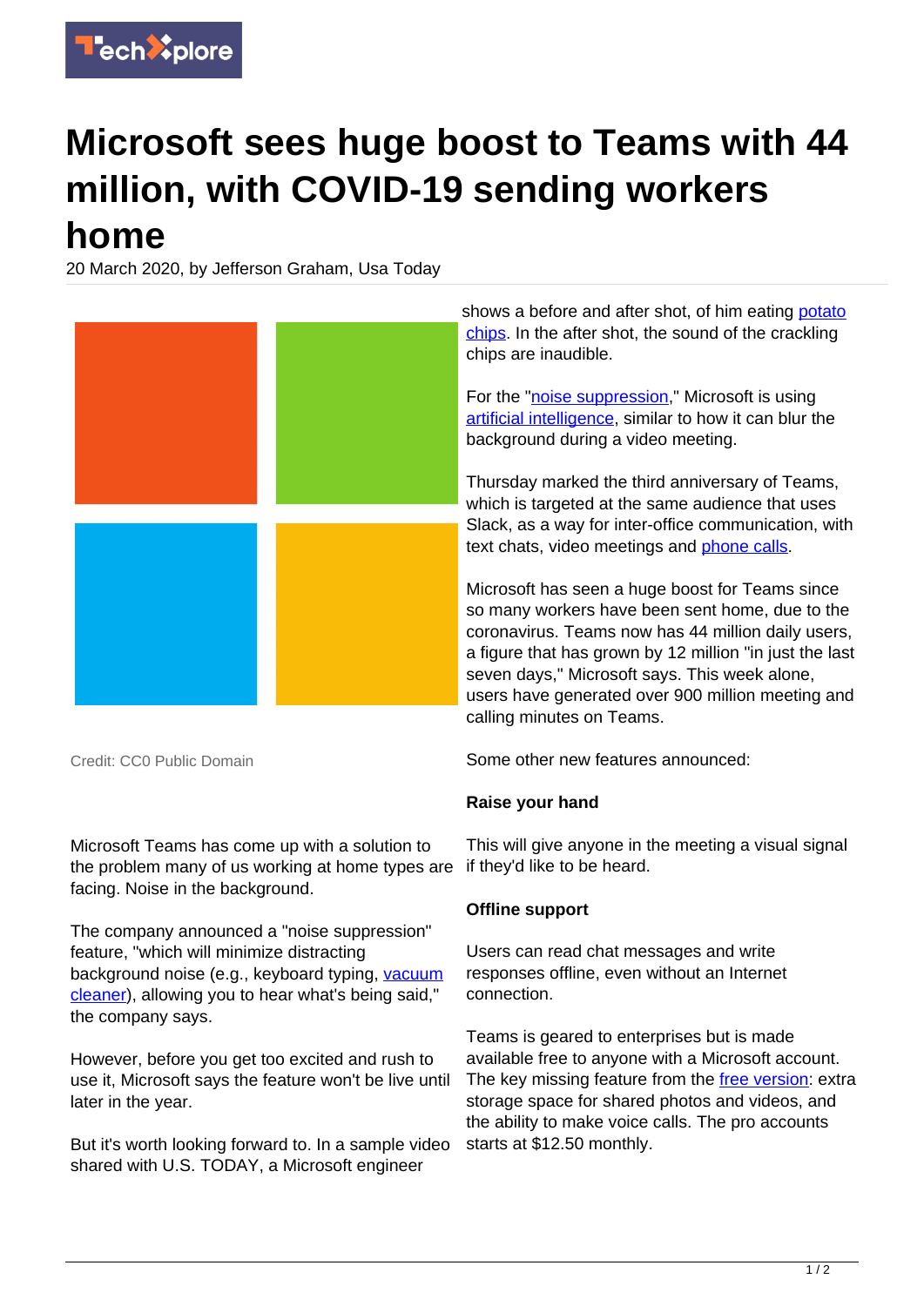# Microsoft sees huge boost to Teams with 44 million, with COVID-19 sending workers home

20 March 2020, by Jefferson Graham, Usa Today

Credit: CC0 Public Domain

Microsoft Teams has come up with a solution to the problem many of us working at home types are facing. Noise in the background.

The company announced a "noise suppression" feature, "which will minimize distracting background noise (e.g., keyboard typing, vacuum cleaner), allowing you to hear what's being said," the company says.

However, before you get too excited and rush to use it, Microsoft says the feature won't be live until later in the year.

But it's worth looking forward to. In a sample video shared with U.S. TODAY, a Microsoft engineer shows a before and after shot, of him eating potato chips. In the after shot, the sound of the crackling chips are inaudible.

For the "noise suppression," Microsoft is using artificial intelligence, similar to how it can blur the background during a video meeting.

Thursday marked the third anniversary of Teams, which is targeted at the same audience that uses Slack, as a way for inter-office communication, with text chats, video meetings and phone calls.

Microsoft has seen a huge boost for Teams since so many workers have been sent home, due to the coronavirus. Teams now has 44 million daily users, a figure that has grown by 12 million "in just the last seven days," Microsoft says. This week alone, users have generated over 900 million meeting and calling minutes on Teams.

Some other new features announced:

**Raise your hand**

This will give anyone in the meeting a visual signal if they'd like to be heard.

**Offline support**

Users can read chat messages and write responses offline, even without an Internet connection.

Teams is geared to enterprises but is made available free to anyone with a Microsoft account. The key missing feature from the free version: extra storage space for shared photos and videos, and the ability to make voice calls. The pro accounts starts at $12.50 monthly.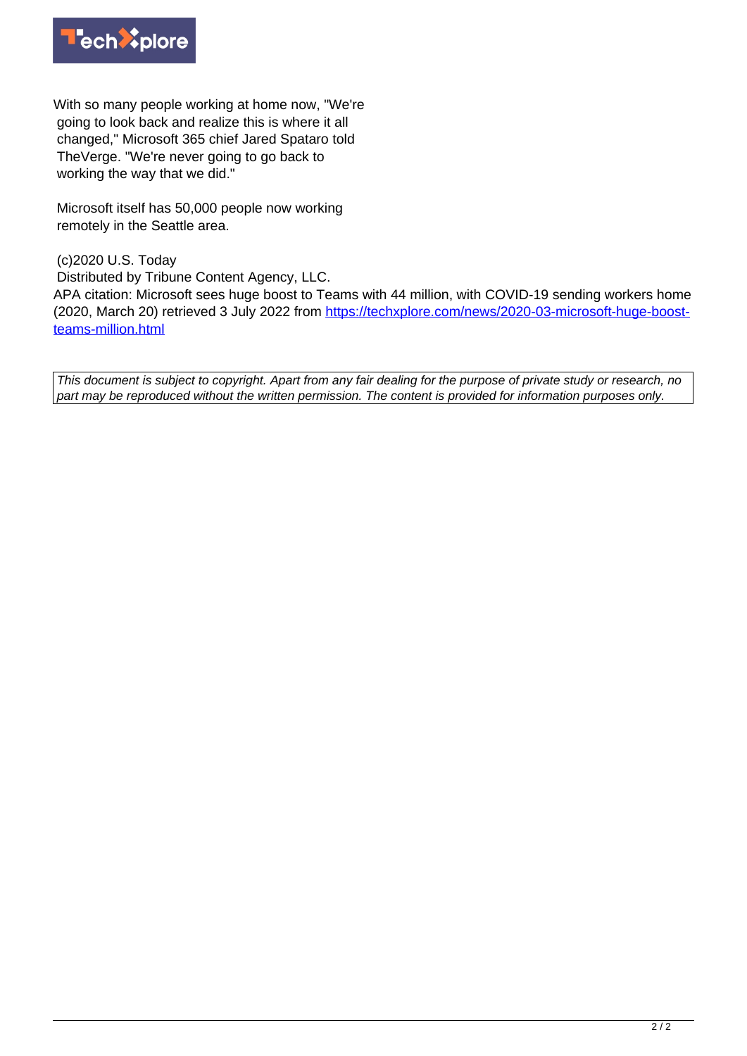With so many people working at home now, "We're going to look back and realize this is where it all changed," Microsoft 365 chief Jared Spataro told TheVerge. "We're never going to go back to working the way that we did."

Microsoft itself has 50,000 people now working remotely in the Seattle area.

(c)2020 U.S. Today
Distributed by Tribune Content Agency, LLC.

APA citation: Microsoft sees huge boost to Teams with 44 million, with COVID-19 sending workers home (2020, March 20) retrieved 3 July 2022 from https://techxplore.com/news/2020-03-microsoft-huge-boost-teams-million.html

*This document is subject to copyright. Apart from any fair dealing for the purpose of private study or research, no part may be reproduced without the written permission. The content is provided for information purposes only.*